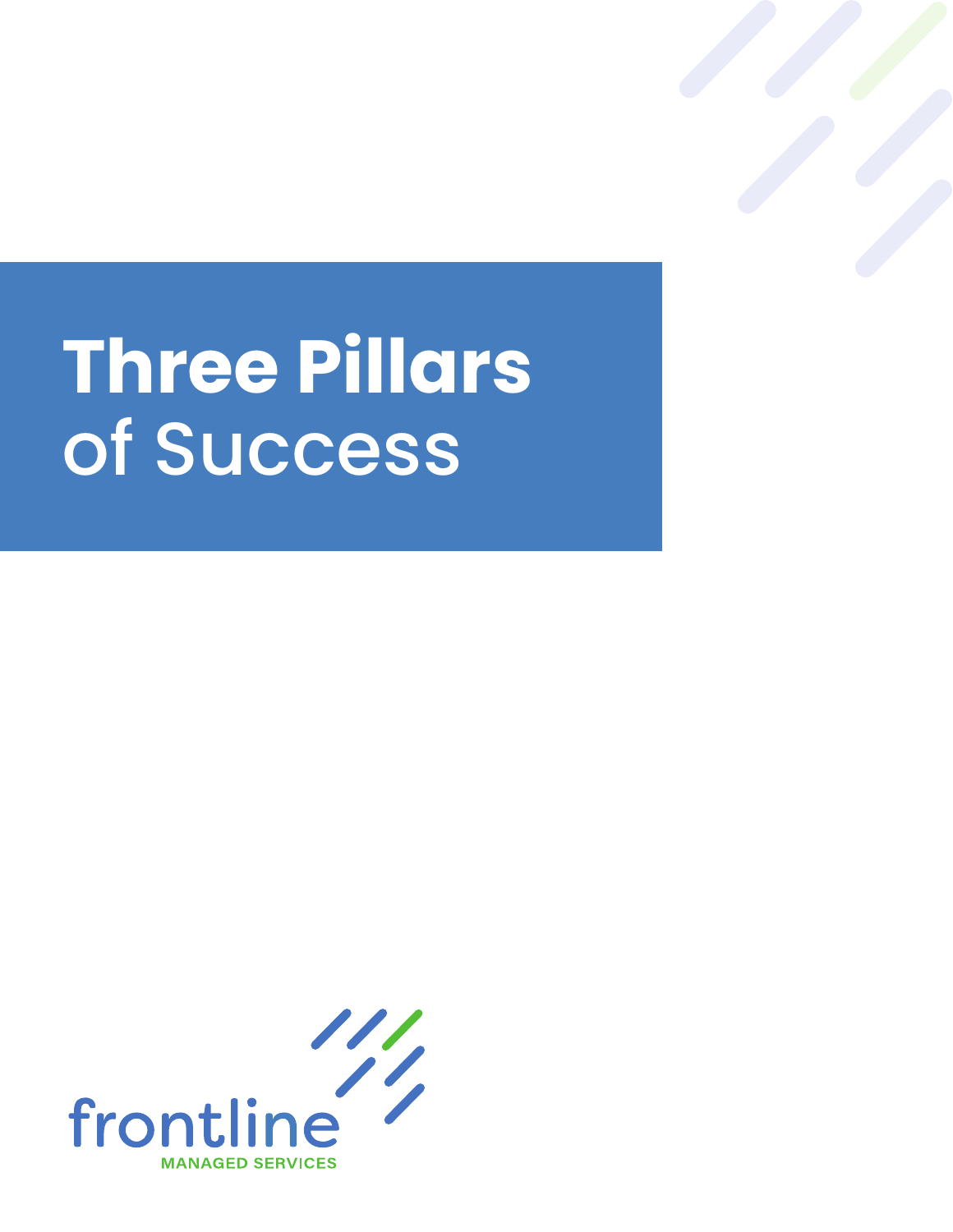# Three Pillars of Success

frontline

MANAGED SERVICES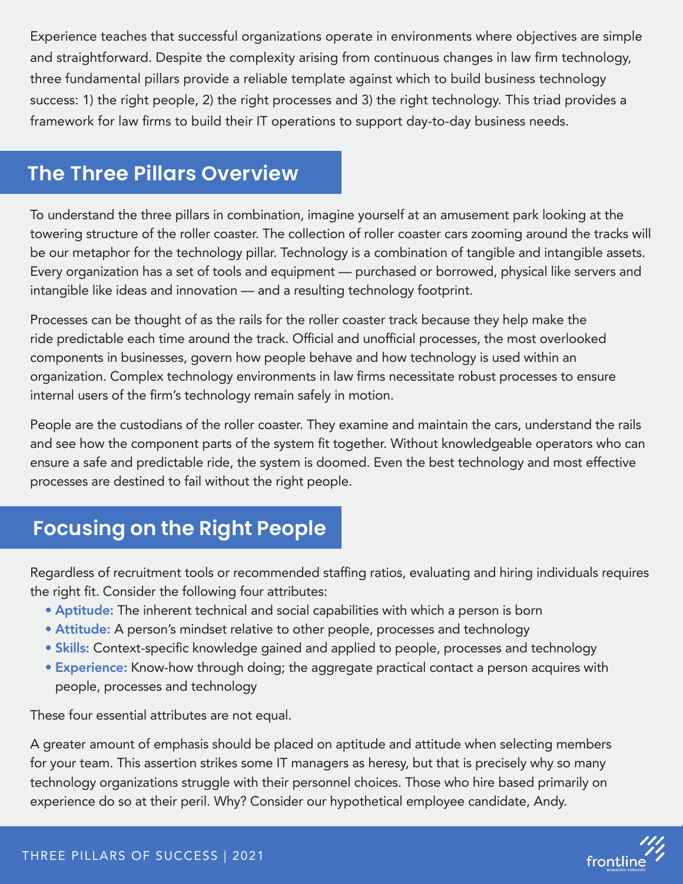Experience teaches that successful organizations operate in environments where objectives are simple and straightforward. Despite the complexity arising from continuous changes in law firm technology, three fundamental pillars provide a reliable template against which to build business technology success: 1) the right people, 2) the right processes and 3) the right technology. This triad provides a framework for law firms to build their IT operations to support day-to-day business needs.

## The Three Pillars Overview

To understand the three pillars in combination, imagine yourself at an amusement park looking at the towering structure of the roller coaster. The collection of roller coaster cars zooming around the tracks will be our metaphor for the technology pillar. Technology is a combination of tangible and intangible assets. Every organization has a set of tools and equipment — purchased or borrowed, physical like servers and intangible like ideas and innovation — and a resulting technology footprint.

Processes can be thought of as the rails for the roller coaster track because they help make the ride predictable each time around the track. Official and unofficial processes, the most overlooked components in businesses, govern how people behave and how technology is used within an organization. Complex technology environments in law firms necessitate robust processes to ensure internal users of the firm's technology remain safely in motion.

People are the custodians of the roller coaster. They examine and maintain the cars, understand the rails and see how the component parts of the system fit together. Without knowledgeable operators who can ensure a safe and predictable ride, the system is doomed. Even the best technology and most effective processes are destined to fail without the right people.

## Focusing on the Right People

Regardless of recruitment tools or recommended staffing ratios, evaluating and hiring individuals requires the right fit. Consider the following four attributes:

- **Aptitude:** The inherent technical and social capabilities with which a person is born
- **Attitude:** A person's mindset relative to other people, processes and technology
- **Skills:** Context-specific knowledge gained and applied to people, processes and technology
- **Experience:** Know-how through doing; the aggregate practical contact a person acquires with people, processes and technology

These four essential attributes are not equal.

A greater amount of emphasis should be placed on aptitude and attitude when selecting members for your team. This assertion strikes some IT managers as heresy, but that is precisely why so many technology organizations struggle with their personnel choices. Those who hire based primarily on experience do so at their peril. Why? Consider our hypothetical employee candidate, Andy.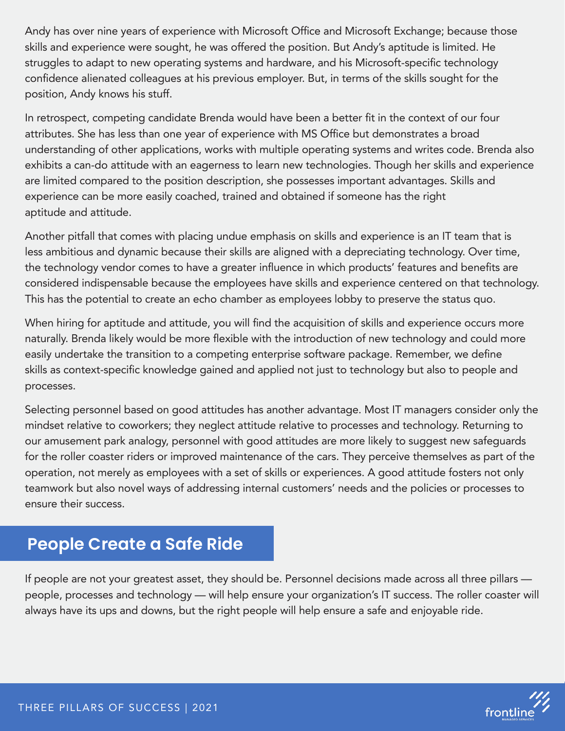Andy has over nine years of experience with Microsoft Office and Microsoft Exchange; because those skills and experience were sought, he was offered the position. But Andy's aptitude is limited. He struggles to adapt to new operating systems and hardware, and his Microsoft-specific technology confidence alienated colleagues at his previous employer. But, in terms of the skills sought for the position, Andy knows his stuff.

In retrospect, competing candidate Brenda would have been a better fit in the context of our four attributes. She has less than one year of experience with MS Office but demonstrates a broad understanding of other applications, works with multiple operating systems and writes code. Brenda also exhibits a can-do attitude with an eagerness to learn new technologies. Though her skills and experience are limited compared to the position description, she possesses important advantages. Skills and experience can be more easily coached, trained and obtained if someone has the right aptitude and attitude.

Another pitfall that comes with placing undue emphasis on skills and experience is an IT team that is less ambitious and dynamic because their skills are aligned with a depreciating technology. Over time, the technology vendor comes to have a greater influence in which products' features and benefits are considered indispensable because the employees have skills and experience centered on that technology. This has the potential to create an echo chamber as employees lobby to preserve the status quo.

When hiring for aptitude and attitude, you will find the acquisition of skills and experience occurs more naturally. Brenda likely would be more flexible with the introduction of new technology and could more easily undertake the transition to a competing enterprise software package. Remember, we define skills as context-specific knowledge gained and applied not just to technology but also to people and processes.

Selecting personnel based on good attitudes has another advantage. Most IT managers consider only the mindset relative to coworkers; they neglect attitude relative to processes and technology. Returning to our amusement park analogy, personnel with good attitudes are more likely to suggest new safeguards for the roller coaster riders or improved maintenance of the cars. They perceive themselves as part of the operation, not merely as employees with a set of skills or experiences. A good attitude fosters not only teamwork but also novel ways of addressing internal customers' needs and the policies or processes to ensure their success.

## People Create a Safe Ride

If people are not your greatest asset, they should be. Personnel decisions made across all three pillars — people, processes and technology — will help ensure your organization's IT success. The roller coaster will always have its ups and downs, but the right people will help ensure a safe and enjoyable ride.